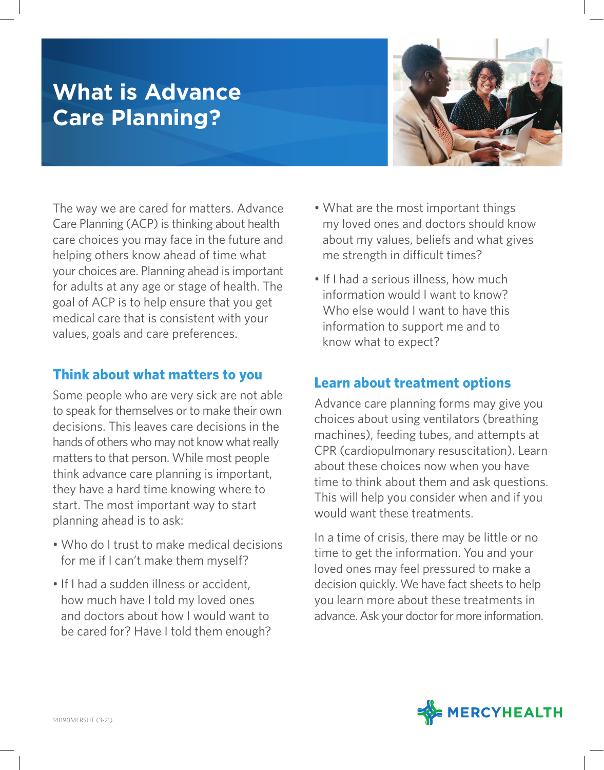# What is Advance Care Planning?

The way we are cared for matters. Advance Care Planning (ACP) is thinking about health care choices you may face in the future and helping others know ahead of time what your choices are. Planning ahead is important for adults at any age or stage of health. The goal of ACP is to help ensure that you get medical care that is consistent with your values, goals and care preferences.

## Think about what matters to you

Some people who are very sick are not able to speak for themselves or to make their own decisions. This leaves care decisions in the hands of others who may not know what really matters to that person. While most people think advance care planning is important, they have a hard time knowing where to start. The most important way to start planning ahead is to ask:

- Who do I trust to make medical decisions for me if I can't make them myself?
- If I had a sudden illness or accident, how much have I told my loved ones and doctors about how I would want to be cared for? Have I told them enough?
- What are the most important things my loved ones and doctors should know about my values, beliefs and what gives me strength in difficult times?
- If I had a serious illness, how much information would I want to know? Who else would I want to have this information to support me and to know what to expect?

## Learn about treatment options

Advance care planning forms may give you choices about using ventilators (breathing machines), feeding tubes, and attempts at CPR (cardiopulmonary resuscitation). Learn about these choices now when you have time to think about them and ask questions. This will help you consider when and if you would want these treatments.

In a time of crisis, there may be little or no time to get the information. You and your loved ones may feel pressured to make a decision quickly. We have fact sheets to help you learn more about these treatments in advance. Ask your doctor for more information.

14090MERSHT (3-21)

MERCYHEALTH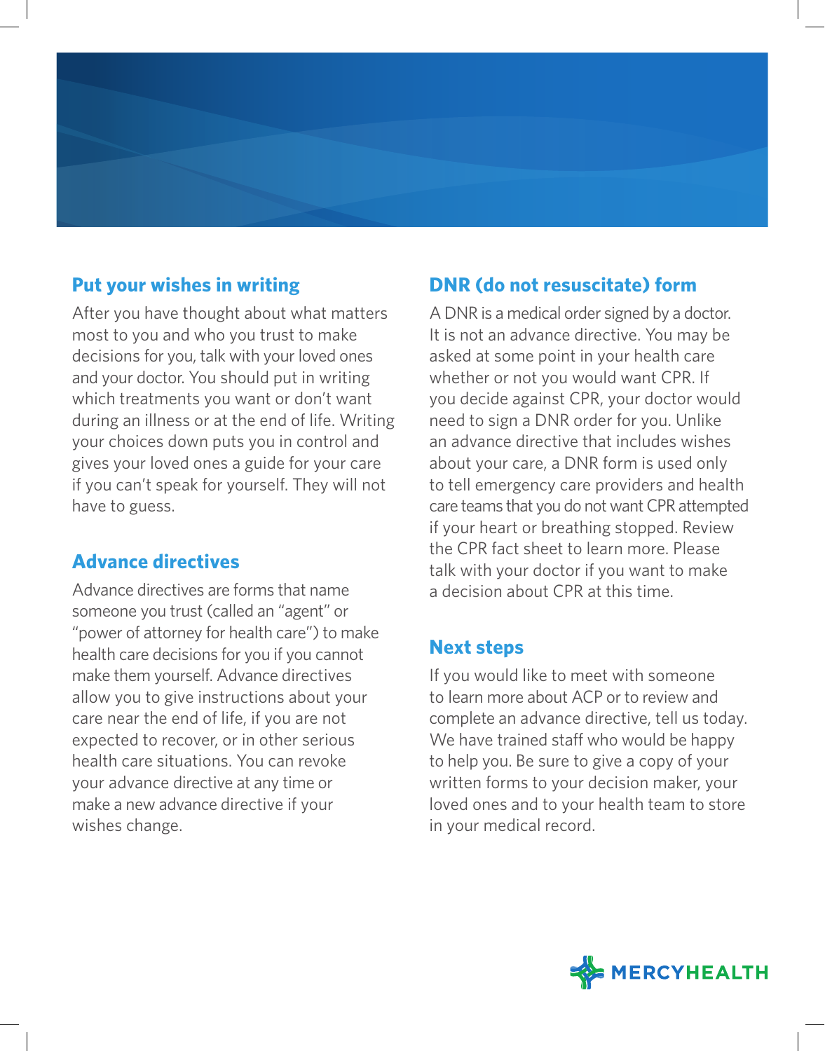## Put your wishes in writing

After you have thought about what matters most to you and who you trust to make decisions for you, talk with your loved ones and your doctor. You should put in writing which treatments you want or don't want during an illness or at the end of life. Writing your choices down puts you in control and gives your loved ones a guide for your care if you can't speak for yourself. They will not have to guess.

## Advance directives

Advance directives are forms that name someone you trust (called an "agent" or "power of attorney for health care") to make health care decisions for you if you cannot make them yourself. Advance directives allow you to give instructions about your care near the end of life, if you are not expected to recover, or in other serious health care situations. You can revoke your advance directive at any time or make a new advance directive if your wishes change.

## DNR (do not resuscitate) form

A DNR is a medical order signed by a doctor. It is not an advance directive. You may be asked at some point in your health care whether or not you would want CPR. If you decide against CPR, your doctor would need to sign a DNR order for you. Unlike an advance directive that includes wishes about your care, a DNR form is used only to tell emergency care providers and health care teams that you do not want CPR attempted if your heart or breathing stopped. Review the CPR fact sheet to learn more. Please talk with your doctor if you want to make a decision about CPR at this time.

## Next steps

If you would like to meet with someone to learn more about ACP or to review and complete an advance directive, tell us today. We have trained staff who would be happy to help you. Be sure to give a copy of your written forms to your decision maker, your loved ones and to your health team to store in your medical record.

MERCYHEALTH